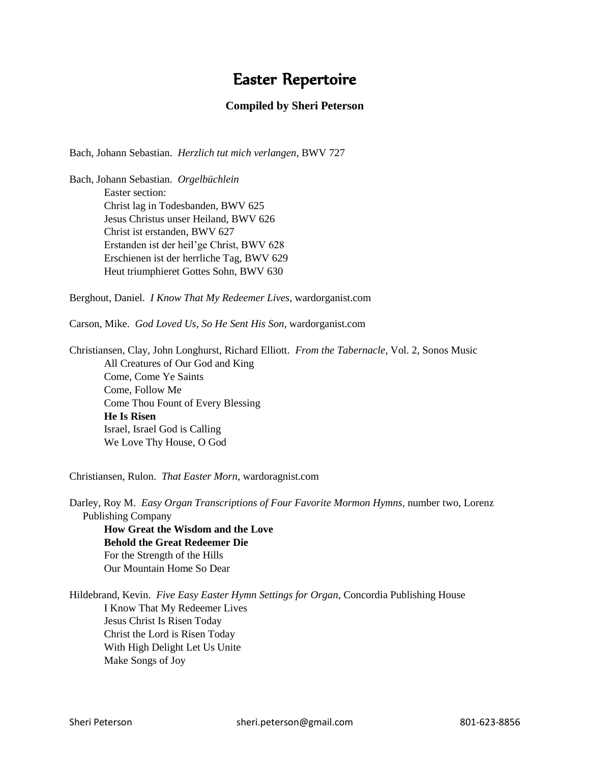# Easter Repertoire

**Compiled by Sheri Peterson**

Bach, Johann Sebastian. *Herzlich tut mich verlangen*, BWV 727

Bach, Johann Sebastian. *Orgelbüchlein*
- Easter section:
- Christ lag in Todesbanden, BWV 625
- Jesus Christus unser Heiland, BWV 626
- Christ ist erstanden, BWV 627
- Erstanden ist der heil'ge Christ, BWV 628
- Erschienen ist der herrliche Tag, BWV 629
- Heut triumphieret Gottes Sohn, BWV 630

Berghout, Daniel. *I Know That My Redeemer Lives*, wardorganist.com

Carson, Mike. *God Loved Us, So He Sent His Son*, wardorganist.com

Christiansen, Clay, John Longhurst, Richard Elliott. *From the Tabernacle*, Vol. 2, Sonos Music
- All Creatures of Our God and King
- Come, Come Ye Saints
- Come, Follow Me
- Come Thou Fount of Every Blessing
- **He Is Risen**
- Israel, Israel God is Calling
- We Love Thy House, O God

Christiansen, Rulon. *That Easter Morn*, wardoragnist.com

Darley, Roy M. *Easy Organ Transcriptions of Four Favorite Mormon Hymns*, number two, Lorenz Publishing Company
- **How Great the Wisdom and the Love**
- **Behold the Great Redeemer Die**
- For the Strength of the Hills
- Our Mountain Home So Dear

Hildebrand, Kevin. *Five Easy Easter Hymn Settings for Organ*, Concordia Publishing House
- I Know That My Redeemer Lives
- Jesus Christ Is Risen Today
- Christ the Lord is Risen Today
- With High Delight Let Us Unite
- Make Songs of Joy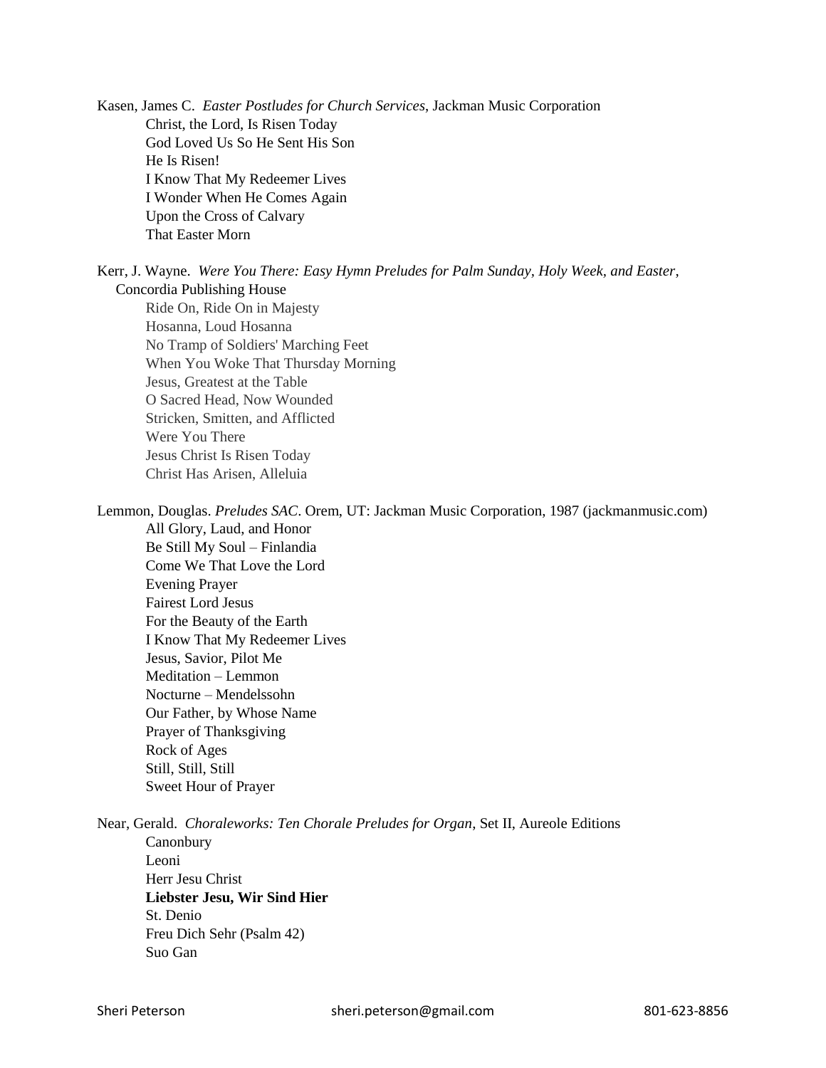Kasen, James C. *Easter Postludes for Church Services*, Jackman Music Corporation

- Christ, the Lord, Is Risen Today
- God Loved Us So He Sent His Son
- He Is Risen!
- I Know That My Redeemer Lives
- I Wonder When He Comes Again
- Upon the Cross of Calvary
- That Easter Morn

Kerr, J. Wayne. *Were You There: Easy Hymn Preludes for Palm Sunday, Holy Week, and Easter*, Concordia Publishing House

- Ride On, Ride On in Majesty
- Hosanna, Loud Hosanna
- No Tramp of Soldiers' Marching Feet
- When You Woke That Thursday Morning
- Jesus, Greatest at the Table
- O Sacred Head, Now Wounded
- Stricken, Smitten, and Afflicted
- Were You There
- Jesus Christ Is Risen Today
- Christ Has Arisen, Alleluia

Lemmon, Douglas. *Preludes SAC*. Orem, UT: Jackman Music Corporation, 1987 (jackmanmusic.com)

- All Glory, Laud, and Honor
- Be Still My Soul – Finlandia
- Come We That Love the Lord
- Evening Prayer
- Fairest Lord Jesus
- For the Beauty of the Earth
- I Know That My Redeemer Lives
- Jesus, Savior, Pilot Me
- Meditation – Lemmon
- Nocturne – Mendelssohn
- Our Father, by Whose Name
- Prayer of Thanksgiving
- Rock of Ages
- Still, Still, Still
- Sweet Hour of Prayer

Near, Gerald. *Choraleworks: Ten Chorale Preludes for Organ*, Set II, Aureole Editions

- Canonbury
- Leoni
- Herr Jesu Christ
- **Liebster Jesu, Wir Sind Hier**
- St. Denio
- Freu Dich Sehr (Psalm 42)
- Suo Gan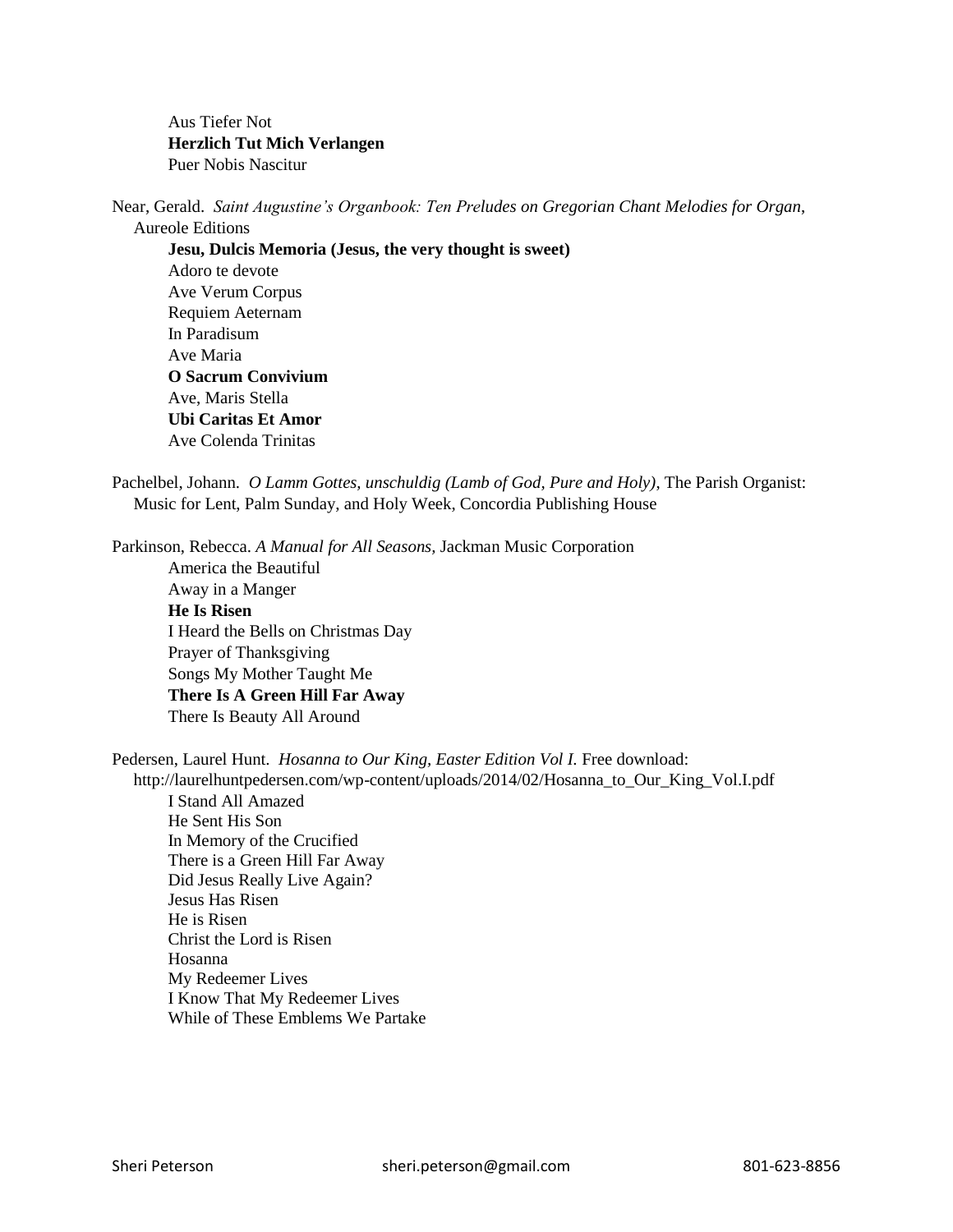Aus Tiefer Not
**Herzlich Tut Mich Verlangen**
Puer Nobis Nascitur

Near, Gerald. *Saint Augustine's Organbook: Ten Preludes on Gregorian Chant Melodies for Organ*, Aureole Editions

**Jesu, Dulcis Memoria (Jesus, the very thought is sweet)**
Adoro te devote
Ave Verum Corpus
Requiem Aeternam
In Paradisum
Ave Maria
**O Sacrum Convivium**
Ave, Maris Stella
**Ubi Caritas Et Amor**
Ave Colenda Trinitas

Pachelbel, Johann. *O Lamm Gottes, unschuldig (Lamb of God, Pure and Holy)*, The Parish Organist: Music for Lent, Palm Sunday, and Holy Week, Concordia Publishing House

Parkinson, Rebecca. *A Manual for All Seasons,* Jackman Music Corporation

America the Beautiful
Away in a Manger
**He Is Risen**
I Heard the Bells on Christmas Day
Prayer of Thanksgiving
Songs My Mother Taught Me
**There Is A Green Hill Far Away**
There Is Beauty All Around

Pedersen, Laurel Hunt. *Hosanna to Our King, Easter Edition Vol I.* Free download: http://laurelhuntpedersen.com/wp-content/uploads/2014/02/Hosanna_to_Our_King_Vol.I.pdf

I Stand All Amazed
He Sent His Son
In Memory of the Crucified
There is a Green Hill Far Away
Did Jesus Really Live Again?
Jesus Has Risen
He is Risen
Christ the Lord is Risen
Hosanna
My Redeemer Lives
I Know That My Redeemer Lives
While of These Emblems We Partake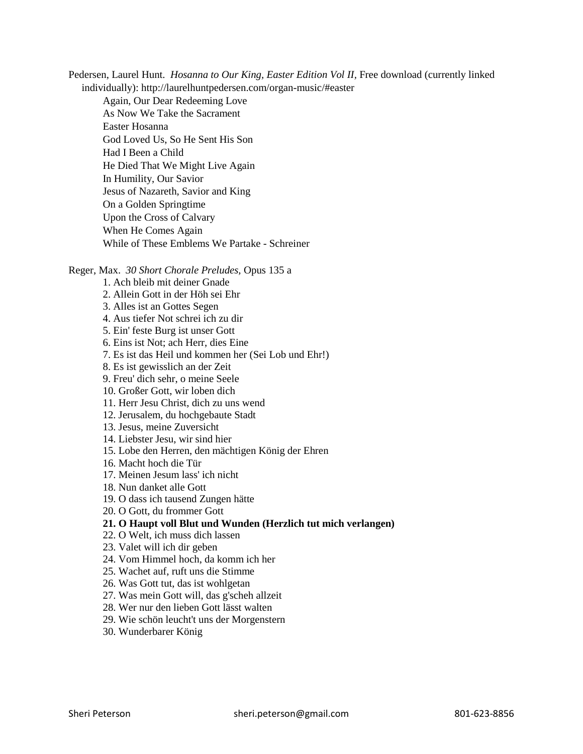Pedersen, Laurel Hunt. *Hosanna to Our King, Easter Edition Vol II,* Free download (currently linked individually): http://laurelhuntpedersen.com/organ-music/#easter

- Again, Our Dear Redeeming Love
- As Now We Take the Sacrament
- Easter Hosanna
- God Loved Us, So He Sent His Son
- Had I Been a Child
- He Died That We Might Live Again
- In Humility, Our Savior
- Jesus of Nazareth, Savior and King
- On a Golden Springtime
- Upon the Cross of Calvary
- When He Comes Again
- While of These Emblems We Partake - Schreiner

Reger, Max. *30 Short Chorale Preludes*, Opus 135 a

1. Ach bleib mit deiner Gnade
2. Allein Gott in der Höh sei Ehr
3. Alles ist an Gottes Segen
4. Aus tiefer Not schrei ich zu dir
5. Ein' feste Burg ist unser Gott
6. Eins ist Not; ach Herr, dies Eine
7. Es ist das Heil und kommen her (Sei Lob und Ehr!)
8. Es ist gewisslich an der Zeit
9. Freu' dich sehr, o meine Seele
10. Großer Gott, wir loben dich
11. Herr Jesu Christ, dich zu uns wend
12. Jerusalem, du hochgebaute Stadt
13. Jesus, meine Zuversicht
14. Liebster Jesu, wir sind hier
15. Lobe den Herren, den mächtigen König der Ehren
16. Macht hoch die Tür
17. Meinen Jesum lass' ich nicht
18. Nun danket alle Gott
19. O dass ich tausend Zungen hätte
20. O Gott, du frommer Gott
21. **O Haupt voll Blut und Wunden (Herzlich tut mich verlangen)**
22. O Welt, ich muss dich lassen
23. Valet will ich dir geben
24. Vom Himmel hoch, da komm ich her
25. Wachet auf, ruft uns die Stimme
26. Was Gott tut, das ist wohlgetan
27. Was mein Gott will, das g'scheh allzeit
28. Wer nur den lieben Gott lässt walten
29. Wie schön leucht't uns der Morgenstern
30. Wunderbarer König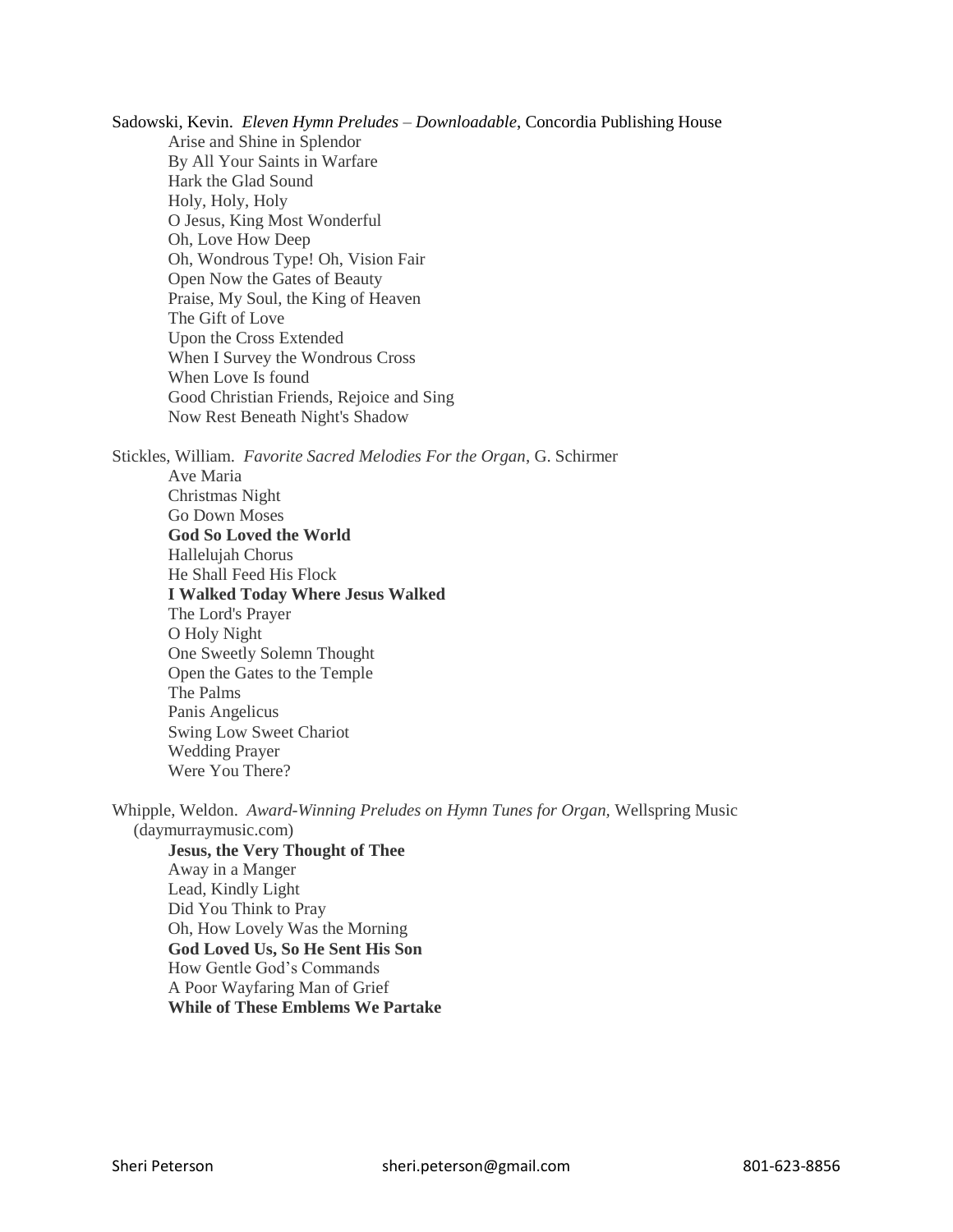Sadowski, Kevin. *Eleven Hymn Preludes – Downloadable*, Concordia Publishing House

- Arise and Shine in Splendor
- By All Your Saints in Warfare
- Hark the Glad Sound
- Holy, Holy, Holy
- O Jesus, King Most Wonderful
- Oh, Love How Deep
- Oh, Wondrous Type! Oh, Vision Fair
- Open Now the Gates of Beauty
- Praise, My Soul, the King of Heaven
- The Gift of Love
- Upon the Cross Extended
- When I Survey the Wondrous Cross
- When Love Is found
- Good Christian Friends, Rejoice and Sing
- Now Rest Beneath Night's Shadow

Stickles, William. *Favorite Sacred Melodies For the Organ*, G. Schirmer

- Ave Maria
- Christmas Night
- Go Down Moses
- **God So Loved the World**
- Hallelujah Chorus
- He Shall Feed His Flock
- **I Walked Today Where Jesus Walked**
- The Lord's Prayer
- O Holy Night
- One Sweetly Solemn Thought
- Open the Gates to the Temple
- The Palms
- Panis Angelicus
- Swing Low Sweet Chariot
- Wedding Prayer
- Were You There?

Whipple, Weldon. *Award-Winning Preludes on Hymn Tunes for Organ*, Wellspring Music (daymurraymusic.com)

- **Jesus, the Very Thought of Thee**
- Away in a Manger
- Lead, Kindly Light
- Did You Think to Pray
- Oh, How Lovely Was the Morning
- **God Loved Us, So He Sent His Son**
- How Gentle God's Commands
- A Poor Wayfaring Man of Grief
- **While of These Emblems We Partake**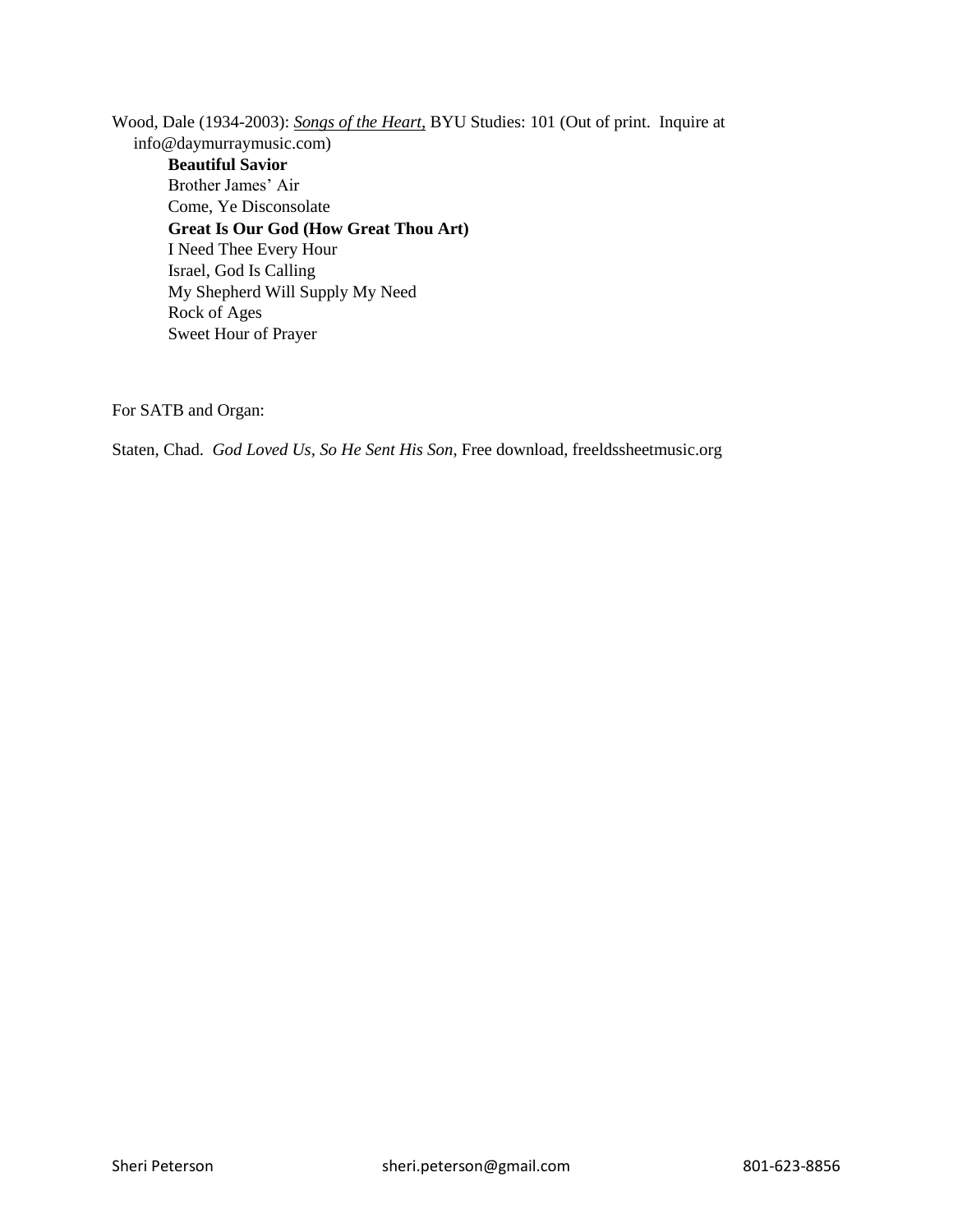Wood, Dale (1934-2003): *Songs of the Heart,* BYU Studies: 101 (Out of print. Inquire at info@daymurraymusic.com)

- **Beautiful Savior**
- Brother James' Air
- Come, Ye Disconsolate
- **Great Is Our God (How Great Thou Art)**
- I Need Thee Every Hour
- Israel, God Is Calling
- My Shepherd Will Supply My Need
- Rock of Ages
- Sweet Hour of Prayer

For SATB and Organ:

Staten, Chad. *God Loved Us, So He Sent His Son*, Free download, freeldssheetmusic.org